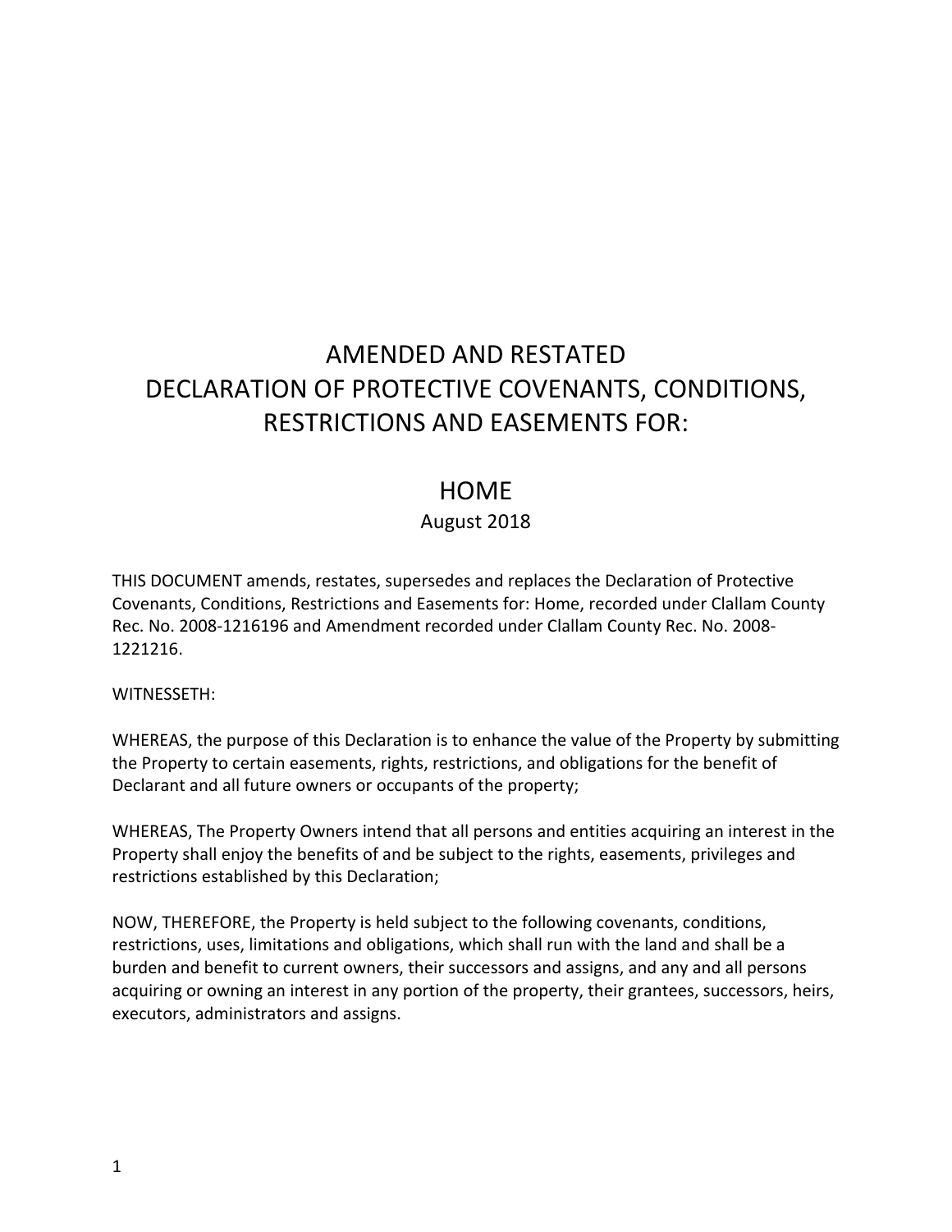# AMENDED AND RESTATED
# DECLARATION OF PROTECTIVE COVENANTS, CONDITIONS, RESTRICTIONS AND EASEMENTS FOR:

## HOME

August 2018

THIS DOCUMENT amends, restates, supersedes and replaces the Declaration of Protective Covenants, Conditions, Restrictions and Easements for: Home, recorded under Clallam County Rec. No. 2008-1216196 and Amendment recorded under Clallam County Rec. No. 2008-1221216.

WITNESSETH:

WHEREAS, the purpose of this Declaration is to enhance the value of the Property by submitting the Property to certain easements, rights, restrictions, and obligations for the benefit of Declarant and all future owners or occupants of the property;

WHEREAS, The Property Owners intend that all persons and entities acquiring an interest in the Property shall enjoy the benefits of and be subject to the rights, easements, privileges and restrictions established by this Declaration;

NOW, THEREFORE, the Property is held subject to the following covenants, conditions, restrictions, uses, limitations and obligations, which shall run with the land and shall be a burden and benefit to current owners, their successors and assigns, and any and all persons acquiring or owning an interest in any portion of the property, their grantees, successors, heirs, executors, administrators and assigns.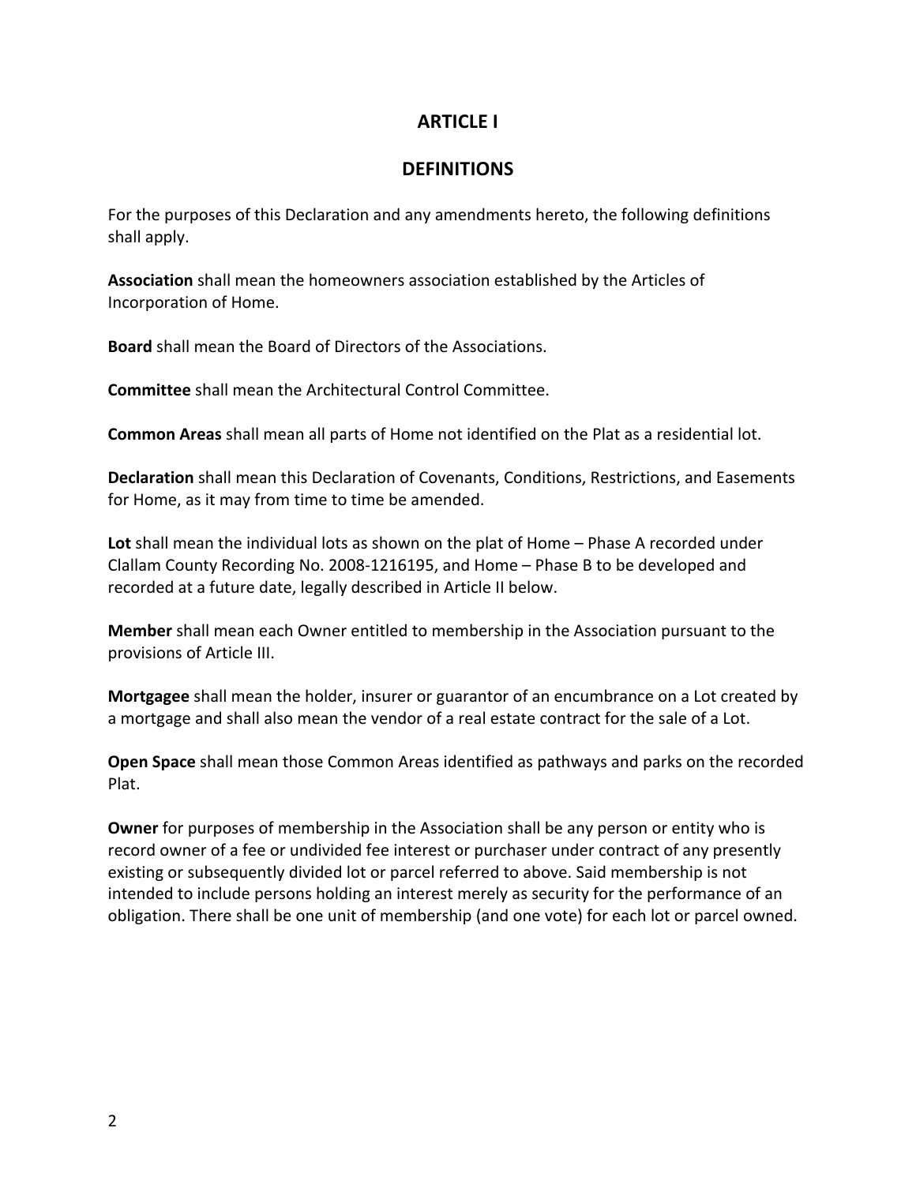# ARTICLE I

## DEFINITIONS

For the purposes of this Declaration and any amendments hereto, the following definitions shall apply.

**Association** shall mean the homeowners association established by the Articles of Incorporation of Home.

**Board** shall mean the Board of Directors of the Associations.

**Committee** shall mean the Architectural Control Committee.

**Common Areas** shall mean all parts of Home not identified on the Plat as a residential lot.

**Declaration** shall mean this Declaration of Covenants, Conditions, Restrictions, and Easements for Home, as it may from time to time be amended.

**Lot** shall mean the individual lots as shown on the plat of Home – Phase A recorded under Clallam County Recording No. 2008-1216195, and Home – Phase B to be developed and recorded at a future date, legally described in Article II below.

**Member** shall mean each Owner entitled to membership in the Association pursuant to the provisions of Article III.

**Mortgagee** shall mean the holder, insurer or guarantor of an encumbrance on a Lot created by a mortgage and shall also mean the vendor of a real estate contract for the sale of a Lot.

**Open Space** shall mean those Common Areas identified as pathways and parks on the recorded Plat.

**Owner** for purposes of membership in the Association shall be any person or entity who is record owner of a fee or undivided fee interest or purchaser under contract of any presently existing or subsequently divided lot or parcel referred to above. Said membership is not intended to include persons holding an interest merely as security for the performance of an obligation. There shall be one unit of membership (and one vote) for each lot or parcel owned.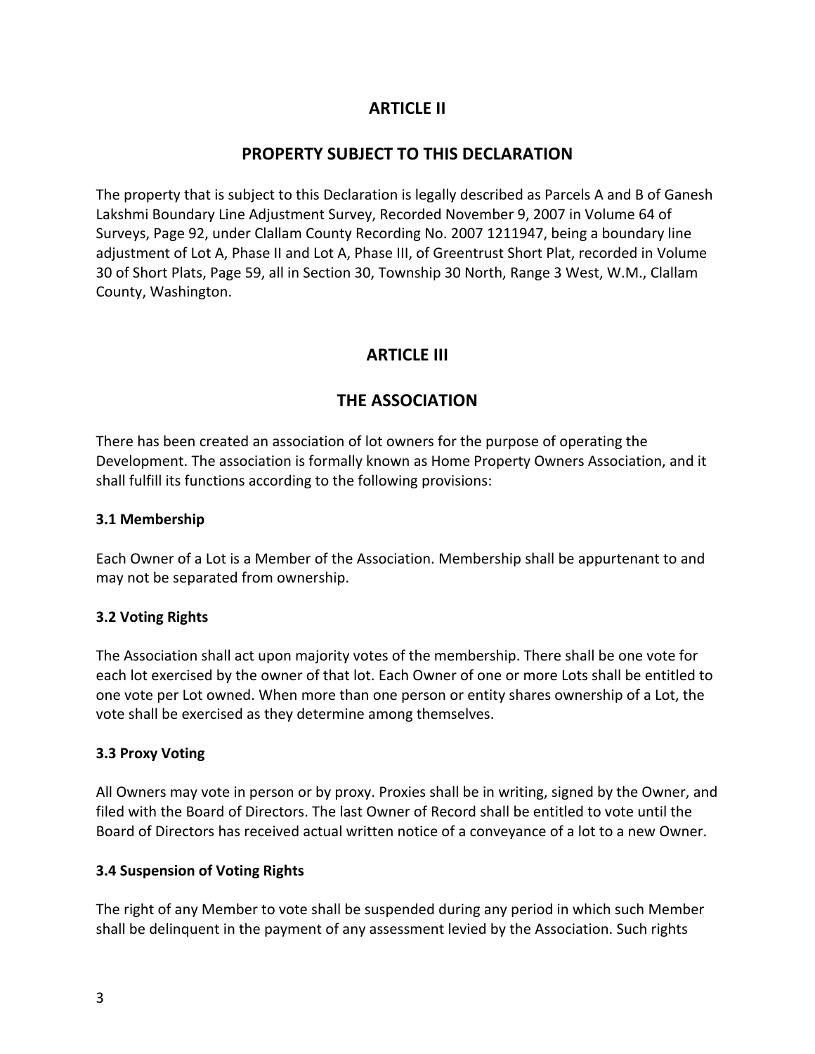## ARTICLE II

## PROPERTY SUBJECT TO THIS DECLARATION

The property that is subject to this Declaration is legally described as Parcels A and B of Ganesh Lakshmi Boundary Line Adjustment Survey, Recorded November 9, 2007 in Volume 64 of Surveys, Page 92, under Clallam County Recording No. 2007 1211947, being a boundary line adjustment of Lot A, Phase II and Lot A, Phase III, of Greentrust Short Plat, recorded in Volume 30 of Short Plats, Page 59, all in Section 30, Township 30 North, Range 3 West, W.M., Clallam County, Washington.

## ARTICLE III

## THE ASSOCIATION

There has been created an association of lot owners for the purpose of operating the Development. The association is formally known as Home Property Owners Association, and it shall fulfill its functions according to the following provisions:

### 3.1 Membership

Each Owner of a Lot is a Member of the Association. Membership shall be appurtenant to and may not be separated from ownership.

### 3.2 Voting Rights

The Association shall act upon majority votes of the membership. There shall be one vote for each lot exercised by the owner of that lot. Each Owner of one or more Lots shall be entitled to one vote per Lot owned. When more than one person or entity shares ownership of a Lot, the vote shall be exercised as they determine among themselves.

### 3.3 Proxy Voting

All Owners may vote in person or by proxy. Proxies shall be in writing, signed by the Owner, and filed with the Board of Directors. The last Owner of Record shall be entitled to vote until the Board of Directors has received actual written notice of a conveyance of a lot to a new Owner.

### 3.4 Suspension of Voting Rights

The right of any Member to vote shall be suspended during any period in which such Member shall be delinquent in the payment of any assessment levied by the Association. Such rights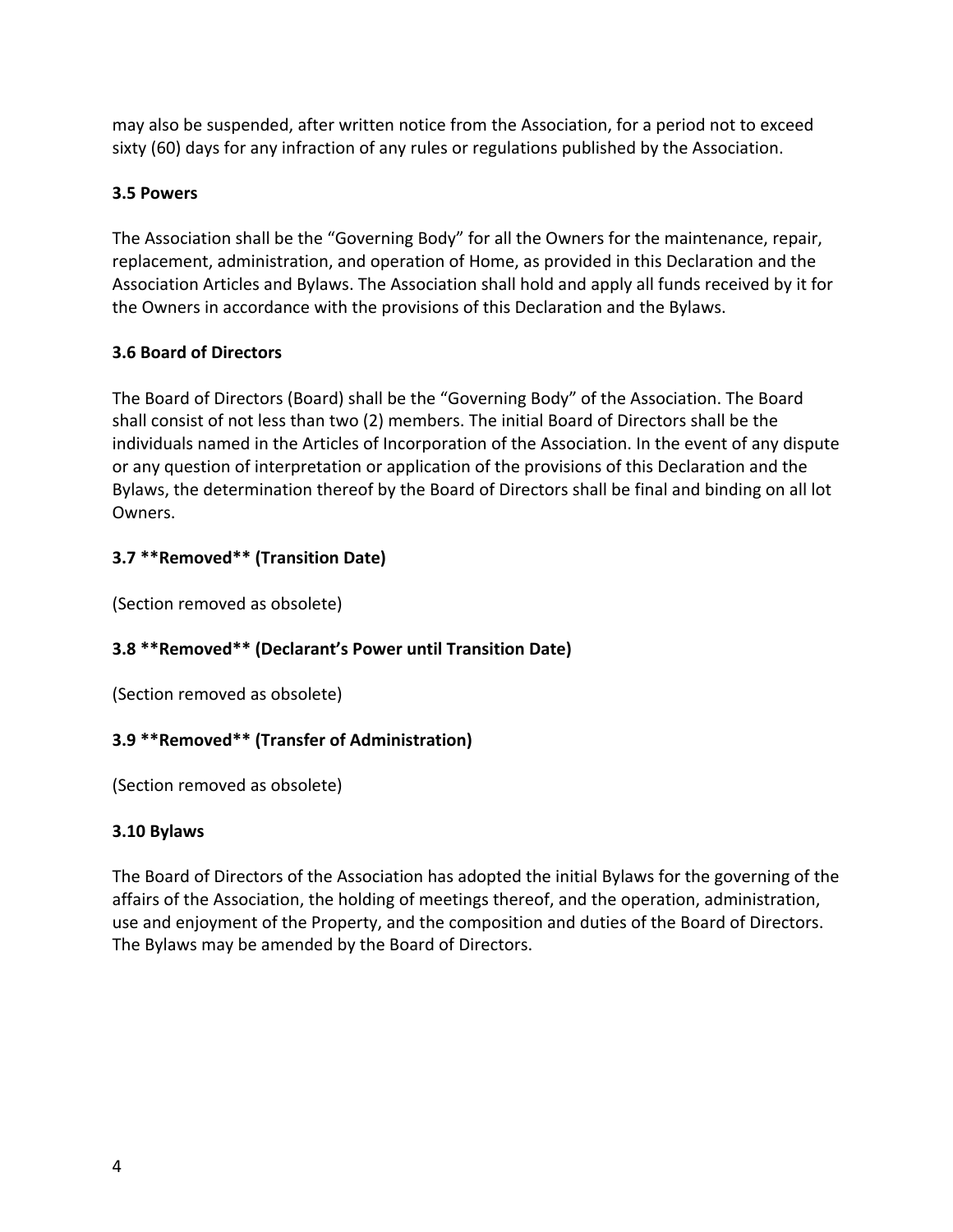may also be suspended, after written notice from the Association, for a period not to exceed sixty (60) days for any infraction of any rules or regulations published by the Association.

### 3.5 Powers

The Association shall be the "Governing Body" for all the Owners for the maintenance, repair, replacement, administration, and operation of Home, as provided in this Declaration and the Association Articles and Bylaws. The Association shall hold and apply all funds received by it for the Owners in accordance with the provisions of this Declaration and the Bylaws.

### 3.6 Board of Directors

The Board of Directors (Board) shall be the "Governing Body" of the Association. The Board shall consist of not less than two (2) members. The initial Board of Directors shall be the individuals named in the Articles of Incorporation of the Association. In the event of any dispute or any question of interpretation or application of the provisions of this Declaration and the Bylaws, the determination thereof by the Board of Directors shall be final and binding on all lot Owners.

### 3.7 **Removed** (Transition Date)

(Section removed as obsolete)

### 3.8 **Removed** (Declarant's Power until Transition Date)

(Section removed as obsolete)

### 3.9 **Removed** (Transfer of Administration)

(Section removed as obsolete)

### 3.10 Bylaws

The Board of Directors of the Association has adopted the initial Bylaws for the governing of the affairs of the Association, the holding of meetings thereof, and the operation, administration, use and enjoyment of the Property, and the composition and duties of the Board of Directors. The Bylaws may be amended by the Board of Directors.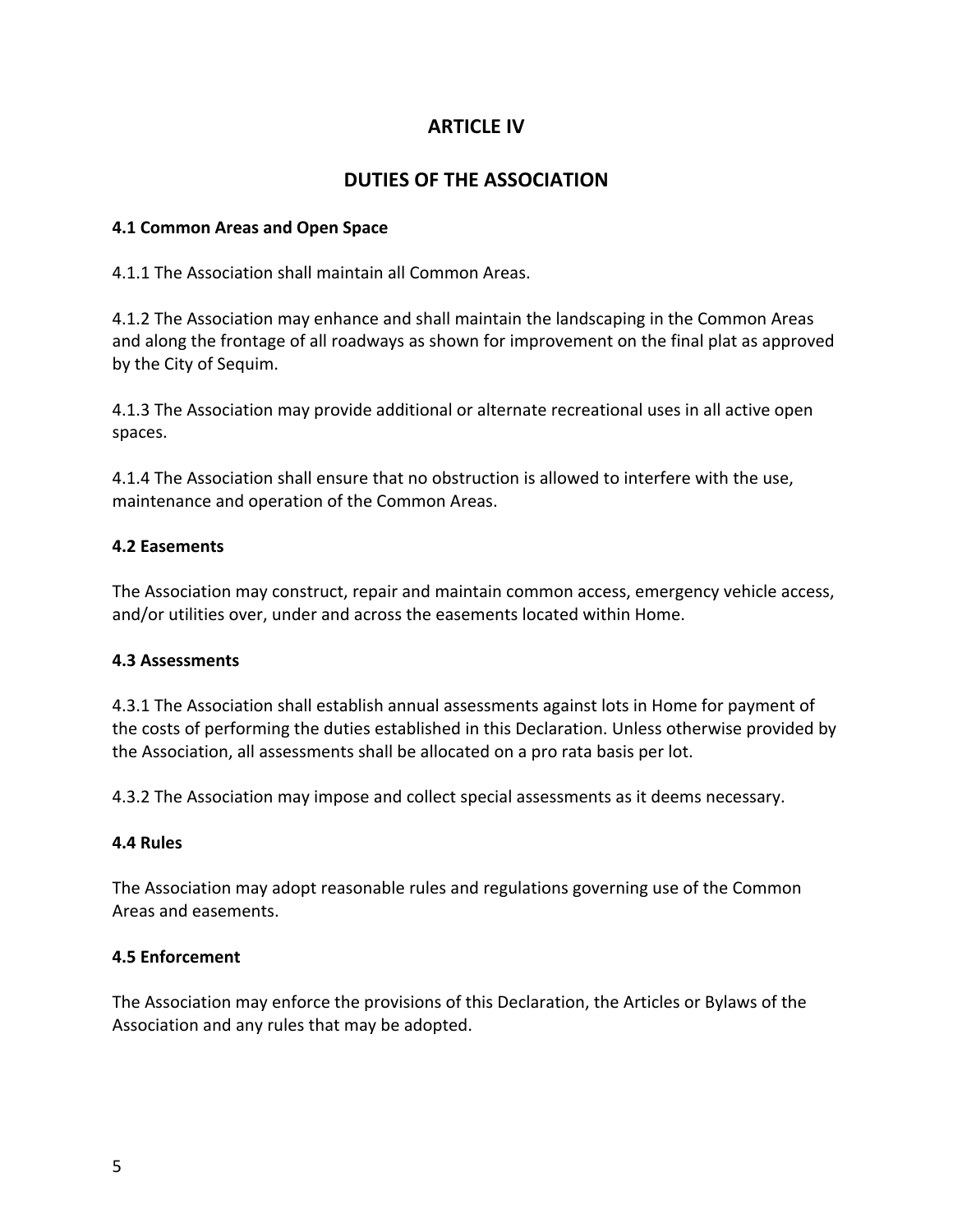# ARTICLE IV

# DUTIES OF THE ASSOCIATION

### 4.1 Common Areas and Open Space

4.1.1 The Association shall maintain all Common Areas.

4.1.2 The Association may enhance and shall maintain the landscaping in the Common Areas and along the frontage of all roadways as shown for improvement on the final plat as approved by the City of Sequim.

4.1.3 The Association may provide additional or alternate recreational uses in all active open spaces.

4.1.4 The Association shall ensure that no obstruction is allowed to interfere with the use, maintenance and operation of the Common Areas.

### 4.2 Easements

The Association may construct, repair and maintain common access, emergency vehicle access, and/or utilities over, under and across the easements located within Home.

### 4.3 Assessments

4.3.1 The Association shall establish annual assessments against lots in Home for payment of the costs of performing the duties established in this Declaration. Unless otherwise provided by the Association, all assessments shall be allocated on a pro rata basis per lot.

4.3.2 The Association may impose and collect special assessments as it deems necessary.

### 4.4 Rules

The Association may adopt reasonable rules and regulations governing use of the Common Areas and easements.

### 4.5 Enforcement

The Association may enforce the provisions of this Declaration, the Articles or Bylaws of the Association and any rules that may be adopted.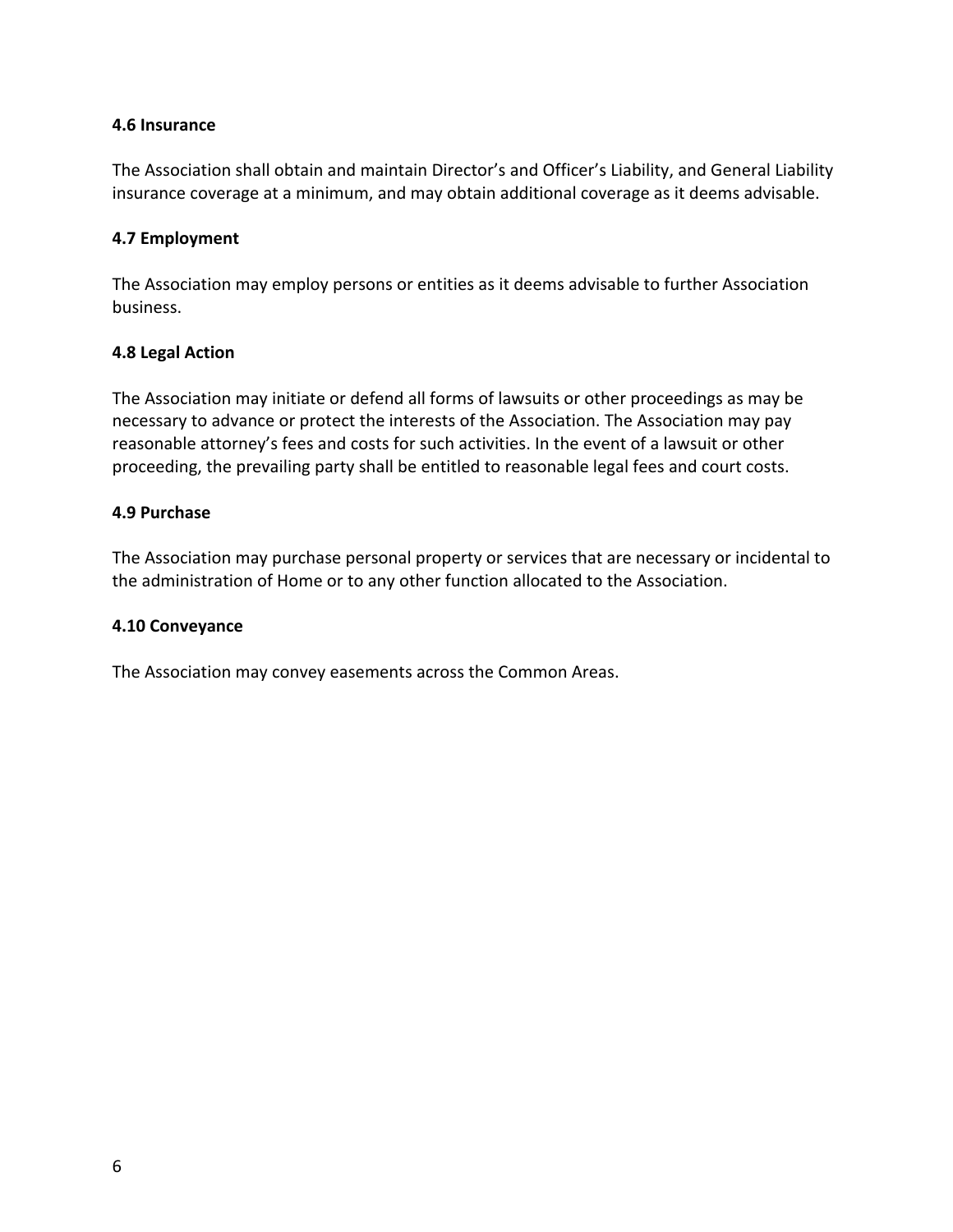### 4.6 Insurance

The Association shall obtain and maintain Director's and Officer's Liability, and General Liability insurance coverage at a minimum, and may obtain additional coverage as it deems advisable.

### 4.7 Employment

The Association may employ persons or entities as it deems advisable to further Association business.

### 4.8 Legal Action

The Association may initiate or defend all forms of lawsuits or other proceedings as may be necessary to advance or protect the interests of the Association. The Association may pay reasonable attorney's fees and costs for such activities. In the event of a lawsuit or other proceeding, the prevailing party shall be entitled to reasonable legal fees and court costs.

### 4.9 Purchase

The Association may purchase personal property or services that are necessary or incidental to the administration of Home or to any other function allocated to the Association.

### 4.10 Conveyance

The Association may convey easements across the Common Areas.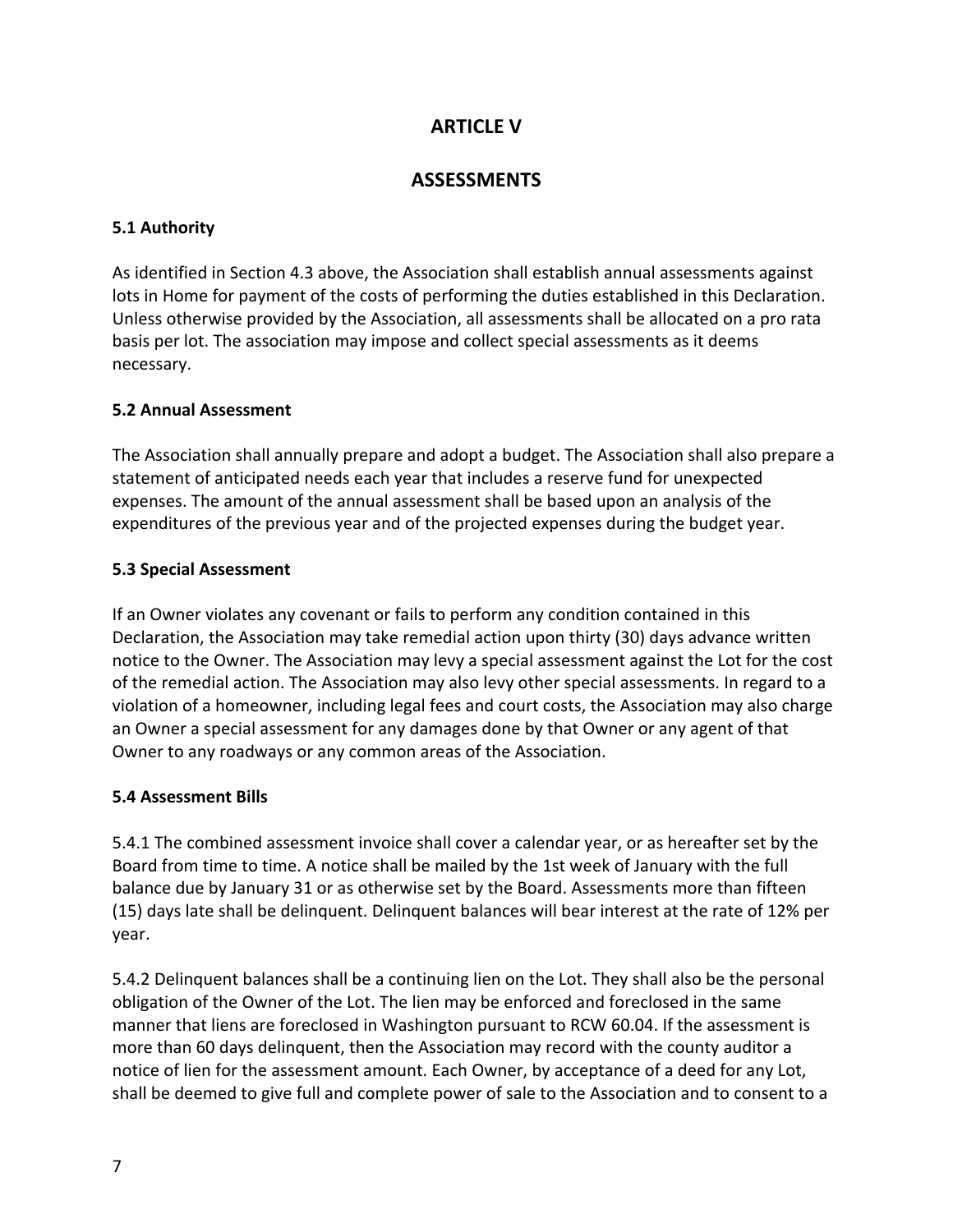# ARTICLE V

# ASSESSMENTS

### 5.1 Authority

As identified in Section 4.3 above, the Association shall establish annual assessments against lots in Home for payment of the costs of performing the duties established in this Declaration. Unless otherwise provided by the Association, all assessments shall be allocated on a pro rata basis per lot. The association may impose and collect special assessments as it deems necessary.

### 5.2 Annual Assessment

The Association shall annually prepare and adopt a budget. The Association shall also prepare a statement of anticipated needs each year that includes a reserve fund for unexpected expenses. The amount of the annual assessment shall be based upon an analysis of the expenditures of the previous year and of the projected expenses during the budget year.

### 5.3 Special Assessment

If an Owner violates any covenant or fails to perform any condition contained in this Declaration, the Association may take remedial action upon thirty (30) days advance written notice to the Owner. The Association may levy a special assessment against the Lot for the cost of the remedial action. The Association may also levy other special assessments. In regard to a violation of a homeowner, including legal fees and court costs, the Association may also charge an Owner a special assessment for any damages done by that Owner or any agent of that Owner to any roadways or any common areas of the Association.

### 5.4 Assessment Bills

5.4.1 The combined assessment invoice shall cover a calendar year, or as hereafter set by the Board from time to time. A notice shall be mailed by the 1st week of January with the full balance due by January 31 or as otherwise set by the Board. Assessments more than fifteen (15) days late shall be delinquent. Delinquent balances will bear interest at the rate of 12% per year.

5.4.2 Delinquent balances shall be a continuing lien on the Lot. They shall also be the personal obligation of the Owner of the Lot. The lien may be enforced and foreclosed in the same manner that liens are foreclosed in Washington pursuant to RCW 60.04. If the assessment is more than 60 days delinquent, then the Association may record with the county auditor a notice of lien for the assessment amount. Each Owner, by acceptance of a deed for any Lot, shall be deemed to give full and complete power of sale to the Association and to consent to a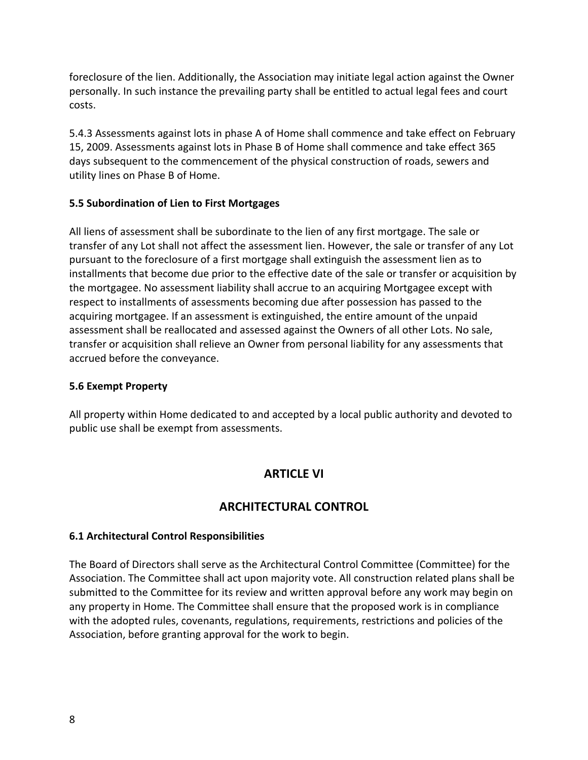foreclosure of the lien. Additionally, the Association may initiate legal action against the Owner personally. In such instance the prevailing party shall be entitled to actual legal fees and court costs.

5.4.3 Assessments against lots in phase A of Home shall commence and take effect on February 15, 2009. Assessments against lots in Phase B of Home shall commence and take effect 365 days subsequent to the commencement of the physical construction of roads, sewers and utility lines on Phase B of Home.

**5.5 Subordination of Lien to First Mortgages**

All liens of assessment shall be subordinate to the lien of any first mortgage. The sale or transfer of any Lot shall not affect the assessment lien. However, the sale or transfer of any Lot pursuant to the foreclosure of a first mortgage shall extinguish the assessment lien as to installments that become due prior to the effective date of the sale or transfer or acquisition by the mortgagee. No assessment liability shall accrue to an acquiring Mortgagee except with respect to installments of assessments becoming due after possession has passed to the acquiring mortgagee. If an assessment is extinguished, the entire amount of the unpaid assessment shall be reallocated and assessed against the Owners of all other Lots. No sale, transfer or acquisition shall relieve an Owner from personal liability for any assessments that accrued before the conveyance.

**5.6 Exempt Property**

All property within Home dedicated to and accepted by a local public authority and devoted to public use shall be exempt from assessments.

## ARTICLE VI

## ARCHITECTURAL CONTROL

**6.1 Architectural Control Responsibilities**

The Board of Directors shall serve as the Architectural Control Committee (Committee) for the Association. The Committee shall act upon majority vote. All construction related plans shall be submitted to the Committee for its review and written approval before any work may begin on any property in Home. The Committee shall ensure that the proposed work is in compliance with the adopted rules, covenants, regulations, requirements, restrictions and policies of the Association, before granting approval for the work to begin.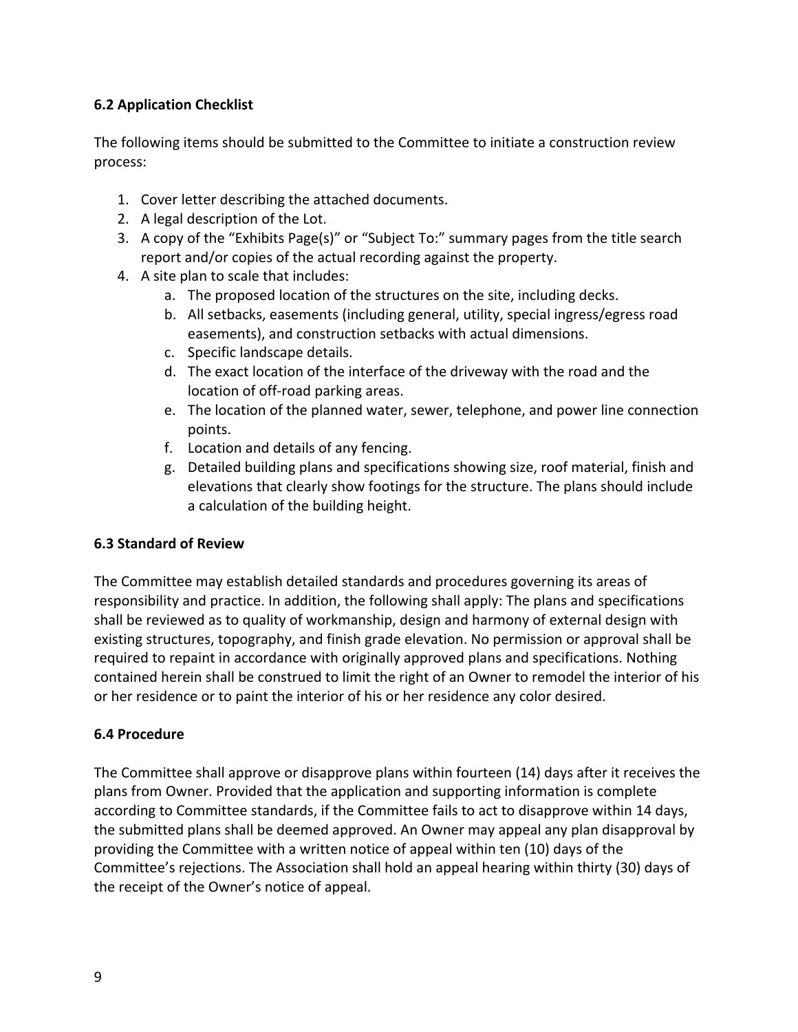**6.2 Application Checklist**

The following items should be submitted to the Committee to initiate a construction review process:

1. Cover letter describing the attached documents.
2. A legal description of the Lot.
3. A copy of the "Exhibits Page(s)" or "Subject To:" summary pages from the title search report and/or copies of the actual recording against the property.
4. A site plan to scale that includes:
    a. The proposed location of the structures on the site, including decks.
    b. All setbacks, easements (including general, utility, special ingress/egress road easements), and construction setbacks with actual dimensions.
    c. Specific landscape details.
    d. The exact location of the interface of the driveway with the road and the location of off-road parking areas.
    e. The location of the planned water, sewer, telephone, and power line connection points.
    f. Location and details of any fencing.
    g. Detailed building plans and specifications showing size, roof material, finish and elevations that clearly show footings for the structure. The plans should include a calculation of the building height.

**6.3 Standard of Review**

The Committee may establish detailed standards and procedures governing its areas of responsibility and practice. In addition, the following shall apply: The plans and specifications shall be reviewed as to quality of workmanship, design and harmony of external design with existing structures, topography, and finish grade elevation. No permission or approval shall be required to repaint in accordance with originally approved plans and specifications. Nothing contained herein shall be construed to limit the right of an Owner to remodel the interior of his or her residence or to paint the interior of his or her residence any color desired.

**6.4 Procedure**

The Committee shall approve or disapprove plans within fourteen (14) days after it receives the plans from Owner. Provided that the application and supporting information is complete according to Committee standards, if the Committee fails to act to disapprove within 14 days, the submitted plans shall be deemed approved. An Owner may appeal any plan disapproval by providing the Committee with a written notice of appeal within ten (10) days of the Committee's rejections. The Association shall hold an appeal hearing within thirty (30) days of the receipt of the Owner's notice of appeal.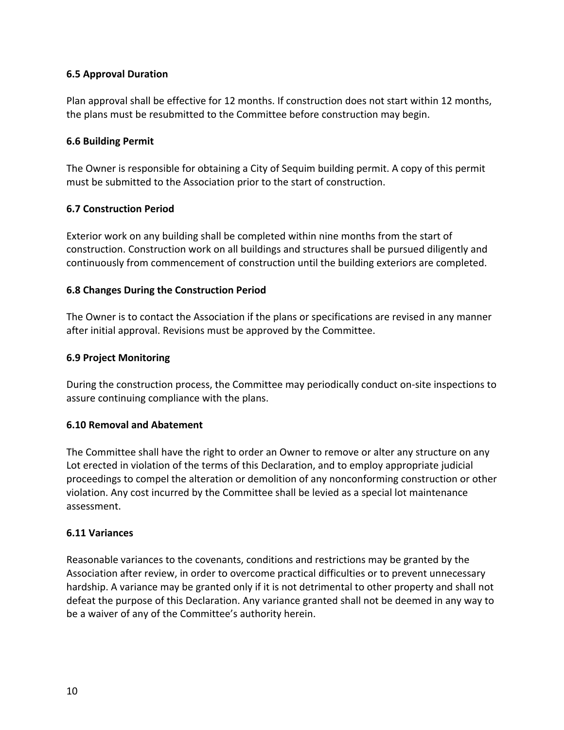**6.5 Approval Duration**

Plan approval shall be effective for 12 months. If construction does not start within 12 months, the plans must be resubmitted to the Committee before construction may begin.

**6.6 Building Permit**

The Owner is responsible for obtaining a City of Sequim building permit. A copy of this permit must be submitted to the Association prior to the start of construction.

**6.7 Construction Period**

Exterior work on any building shall be completed within nine months from the start of construction. Construction work on all buildings and structures shall be pursued diligently and continuously from commencement of construction until the building exteriors are completed.

**6.8 Changes During the Construction Period**

The Owner is to contact the Association if the plans or specifications are revised in any manner after initial approval. Revisions must be approved by the Committee.

**6.9 Project Monitoring**

During the construction process, the Committee may periodically conduct on-site inspections to assure continuing compliance with the plans.

**6.10 Removal and Abatement**

The Committee shall have the right to order an Owner to remove or alter any structure on any Lot erected in violation of the terms of this Declaration, and to employ appropriate judicial proceedings to compel the alteration or demolition of any nonconforming construction or other violation. Any cost incurred by the Committee shall be levied as a special lot maintenance assessment.

**6.11 Variances**

Reasonable variances to the covenants, conditions and restrictions may be granted by the Association after review, in order to overcome practical difficulties or to prevent unnecessary hardship. A variance may be granted only if it is not detrimental to other property and shall not defeat the purpose of this Declaration. Any variance granted shall not be deemed in any way to be a waiver of any of the Committee's authority herein.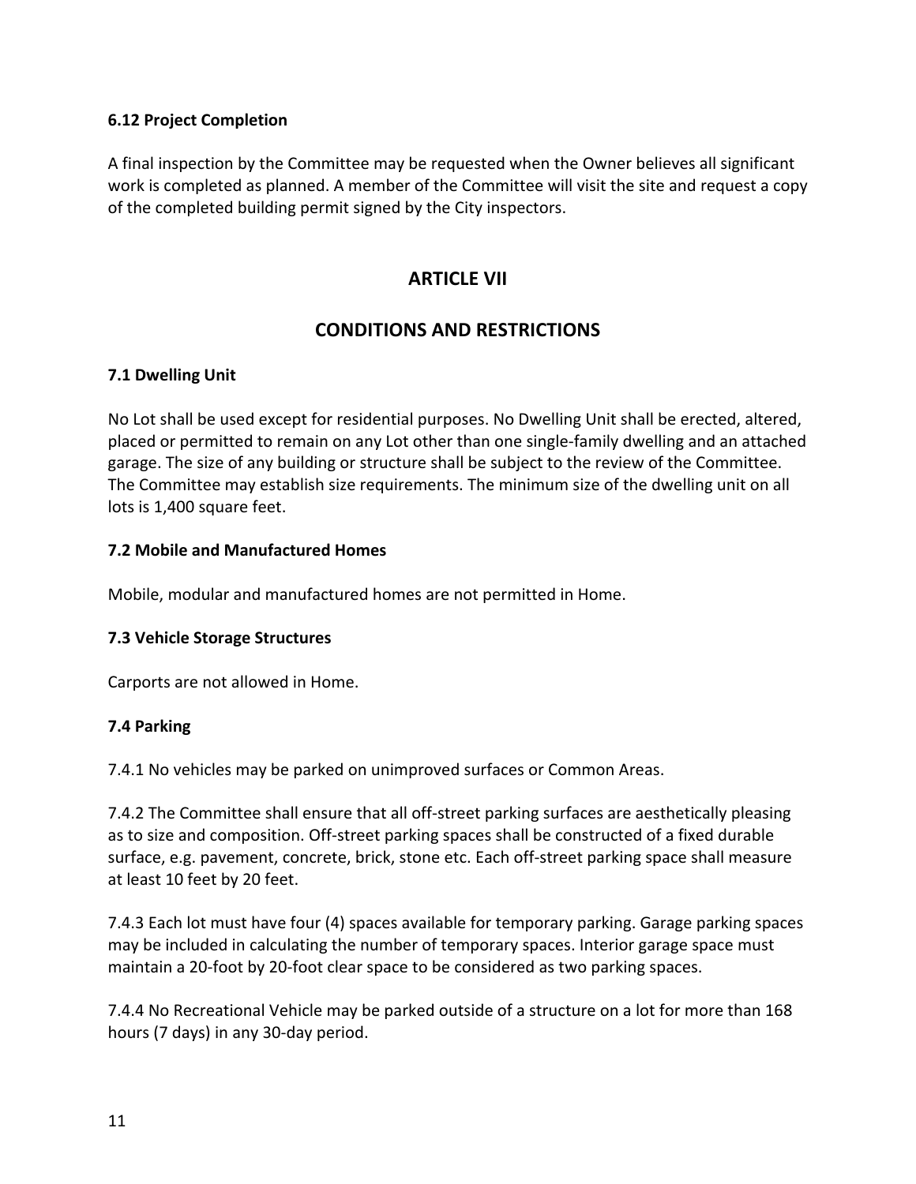### 6.12 Project Completion

A final inspection by the Committee may be requested when the Owner believes all significant work is completed as planned. A member of the Committee will visit the site and request a copy of the completed building permit signed by the City inspectors.

## ARTICLE VII

## CONDITIONS AND RESTRICTIONS

### 7.1 Dwelling Unit

No Lot shall be used except for residential purposes. No Dwelling Unit shall be erected, altered, placed or permitted to remain on any Lot other than one single-family dwelling and an attached garage. The size of any building or structure shall be subject to the review of the Committee. The Committee may establish size requirements. The minimum size of the dwelling unit on all lots is 1,400 square feet.

### 7.2 Mobile and Manufactured Homes

Mobile, modular and manufactured homes are not permitted in Home.

### 7.3 Vehicle Storage Structures

Carports are not allowed in Home.

### 7.4 Parking

7.4.1 No vehicles may be parked on unimproved surfaces or Common Areas.

7.4.2 The Committee shall ensure that all off-street parking surfaces are aesthetically pleasing as to size and composition. Off-street parking spaces shall be constructed of a fixed durable surface, e.g. pavement, concrete, brick, stone etc. Each off-street parking space shall measure at least 10 feet by 20 feet.

7.4.3 Each lot must have four (4) spaces available for temporary parking. Garage parking spaces may be included in calculating the number of temporary spaces. Interior garage space must maintain a 20-foot by 20-foot clear space to be considered as two parking spaces.

7.4.4 No Recreational Vehicle may be parked outside of a structure on a lot for more than 168 hours (7 days) in any 30-day period.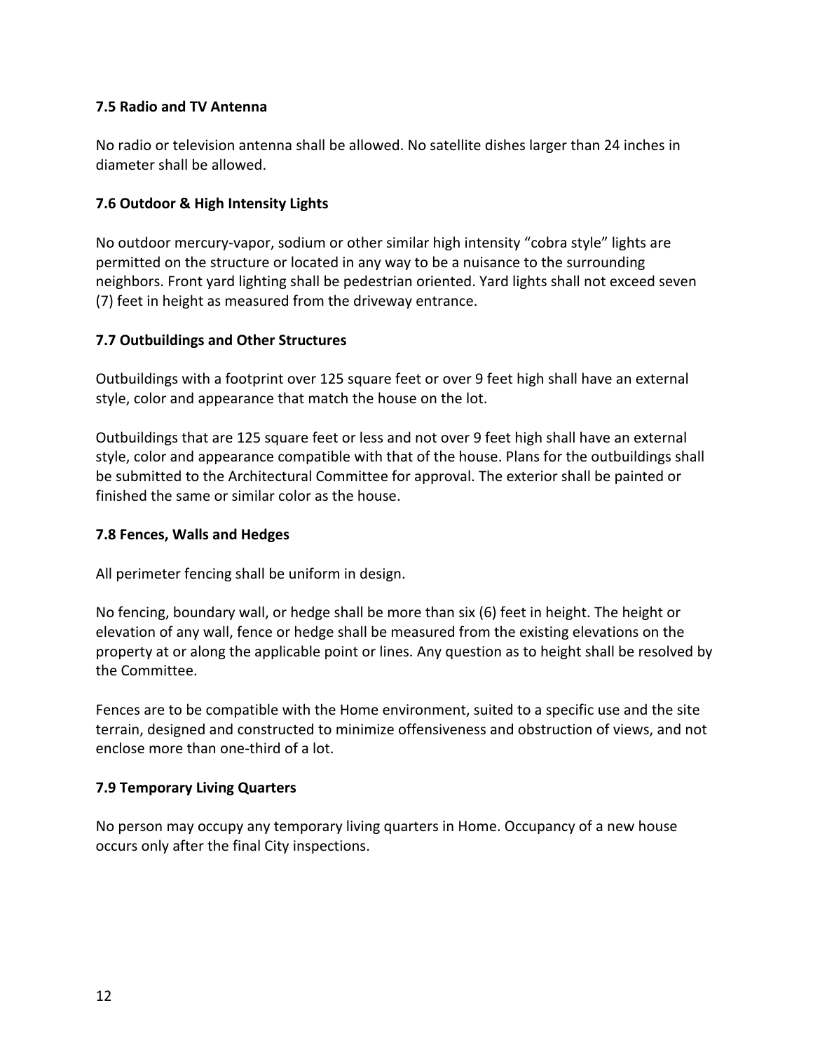### 7.5 Radio and TV Antenna

No radio or television antenna shall be allowed. No satellite dishes larger than 24 inches in diameter shall be allowed.

### 7.6 Outdoor & High Intensity Lights

No outdoor mercury-vapor, sodium or other similar high intensity “cobra style” lights are permitted on the structure or located in any way to be a nuisance to the surrounding neighbors. Front yard lighting shall be pedestrian oriented. Yard lights shall not exceed seven (7) feet in height as measured from the driveway entrance.

### 7.7 Outbuildings and Other Structures

Outbuildings with a footprint over 125 square feet or over 9 feet high shall have an external style, color and appearance that match the house on the lot.

Outbuildings that are 125 square feet or less and not over 9 feet high shall have an external style, color and appearance compatible with that of the house. Plans for the outbuildings shall be submitted to the Architectural Committee for approval. The exterior shall be painted or finished the same or similar color as the house.

### 7.8 Fences, Walls and Hedges

All perimeter fencing shall be uniform in design.

No fencing, boundary wall, or hedge shall be more than six (6) feet in height. The height or elevation of any wall, fence or hedge shall be measured from the existing elevations on the property at or along the applicable point or lines. Any question as to height shall be resolved by the Committee.

Fences are to be compatible with the Home environment, suited to a specific use and the site terrain, designed and constructed to minimize offensiveness and obstruction of views, and not enclose more than one-third of a lot.

### 7.9 Temporary Living Quarters

No person may occupy any temporary living quarters in Home. Occupancy of a new house occurs only after the final City inspections.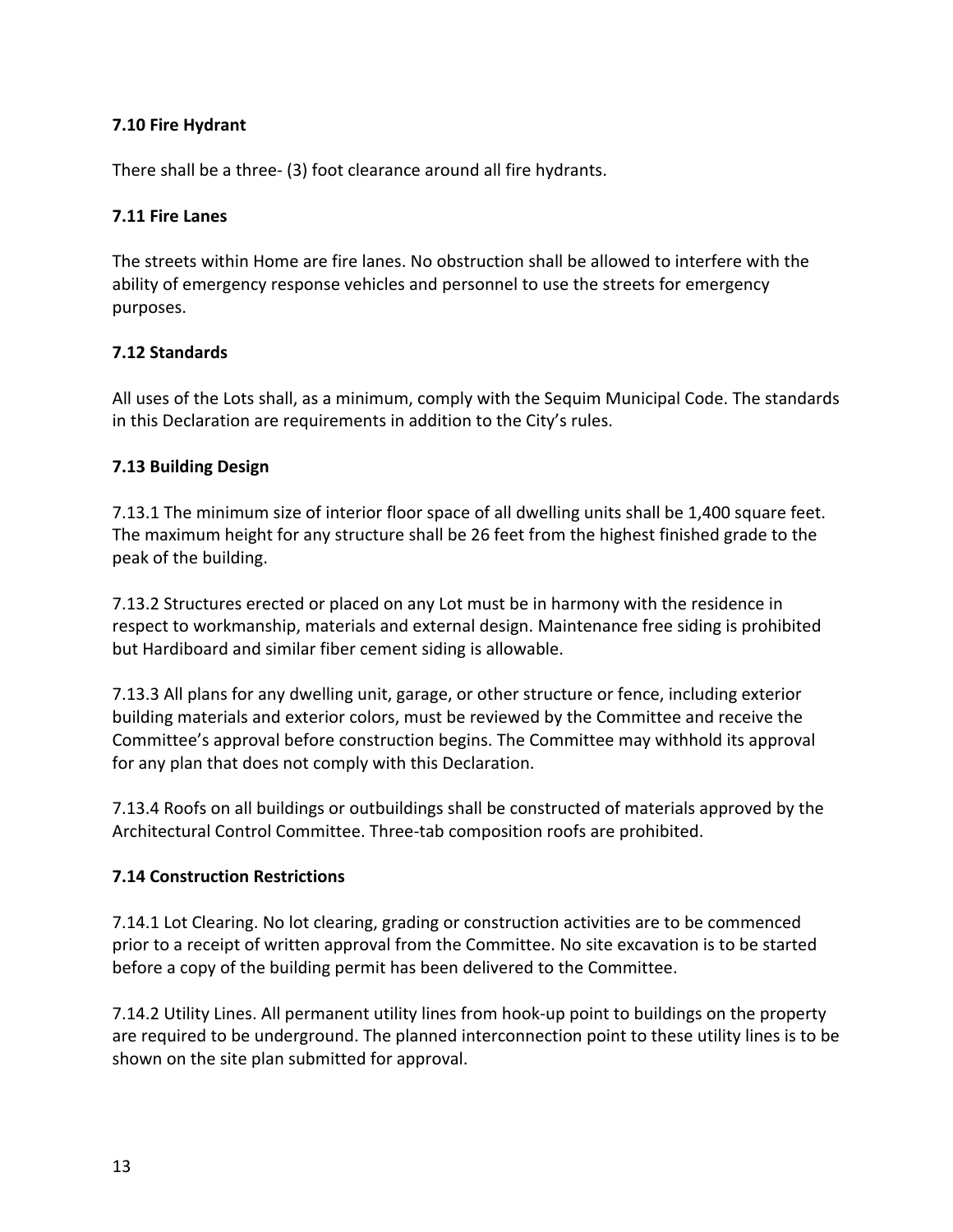### 7.10 Fire Hydrant

There shall be a three- (3) foot clearance around all fire hydrants.

### 7.11 Fire Lanes

The streets within Home are fire lanes. No obstruction shall be allowed to interfere with the ability of emergency response vehicles and personnel to use the streets for emergency purposes.

### 7.12 Standards

All uses of the Lots shall, as a minimum, comply with the Sequim Municipal Code. The standards in this Declaration are requirements in addition to the City's rules.

### 7.13 Building Design

7.13.1 The minimum size of interior floor space of all dwelling units shall be 1,400 square feet. The maximum height for any structure shall be 26 feet from the highest finished grade to the peak of the building.

7.13.2 Structures erected or placed on any Lot must be in harmony with the residence in respect to workmanship, materials and external design. Maintenance free siding is prohibited but Hardiboard and similar fiber cement siding is allowable.

7.13.3 All plans for any dwelling unit, garage, or other structure or fence, including exterior building materials and exterior colors, must be reviewed by the Committee and receive the Committee's approval before construction begins. The Committee may withhold its approval for any plan that does not comply with this Declaration.

7.13.4 Roofs on all buildings or outbuildings shall be constructed of materials approved by the Architectural Control Committee. Three-tab composition roofs are prohibited.

### 7.14 Construction Restrictions

7.14.1 Lot Clearing. No lot clearing, grading or construction activities are to be commenced prior to a receipt of written approval from the Committee. No site excavation is to be started before a copy of the building permit has been delivered to the Committee.

7.14.2 Utility Lines. All permanent utility lines from hook-up point to buildings on the property are required to be underground. The planned interconnection point to these utility lines is to be shown on the site plan submitted for approval.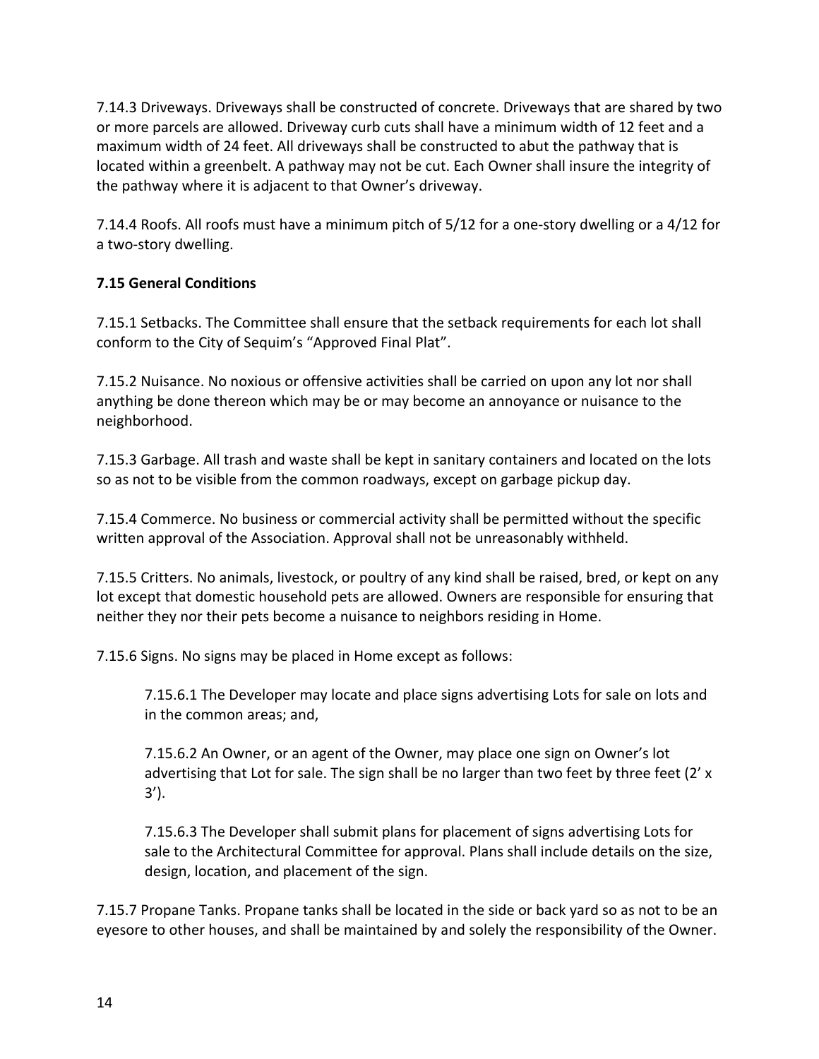7.14.3 Driveways. Driveways shall be constructed of concrete. Driveways that are shared by two or more parcels are allowed. Driveway curb cuts shall have a minimum width of 12 feet and a maximum width of 24 feet. All driveways shall be constructed to abut the pathway that is located within a greenbelt. A pathway may not be cut. Each Owner shall insure the integrity of the pathway where it is adjacent to that Owner's driveway.

7.14.4 Roofs. All roofs must have a minimum pitch of 5/12 for a one-story dwelling or a 4/12 for a two-story dwelling.

**7.15 General Conditions**

7.15.1 Setbacks. The Committee shall ensure that the setback requirements for each lot shall conform to the City of Sequim's "Approved Final Plat".

7.15.2 Nuisance. No noxious or offensive activities shall be carried on upon any lot nor shall anything be done thereon which may be or may become an annoyance or nuisance to the neighborhood.

7.15.3 Garbage. All trash and waste shall be kept in sanitary containers and located on the lots so as not to be visible from the common roadways, except on garbage pickup day.

7.15.4 Commerce. No business or commercial activity shall be permitted without the specific written approval of the Association. Approval shall not be unreasonably withheld.

7.15.5 Critters. No animals, livestock, or poultry of any kind shall be raised, bred, or kept on any lot except that domestic household pets are allowed. Owners are responsible for ensuring that neither they nor their pets become a nuisance to neighbors residing in Home.

7.15.6 Signs. No signs may be placed in Home except as follows:

> 7.15.6.1 The Developer may locate and place signs advertising Lots for sale on lots and in the common areas; and,
>
> 7.15.6.2 An Owner, or an agent of the Owner, may place one sign on Owner's lot advertising that Lot for sale. The sign shall be no larger than two feet by three feet (2' x 3').
>
> 7.15.6.3 The Developer shall submit plans for placement of signs advertising Lots for sale to the Architectural Committee for approval. Plans shall include details on the size, design, location, and placement of the sign.

7.15.7 Propane Tanks. Propane tanks shall be located in the side or back yard so as not to be an eyesore to other houses, and shall be maintained by and solely the responsibility of the Owner.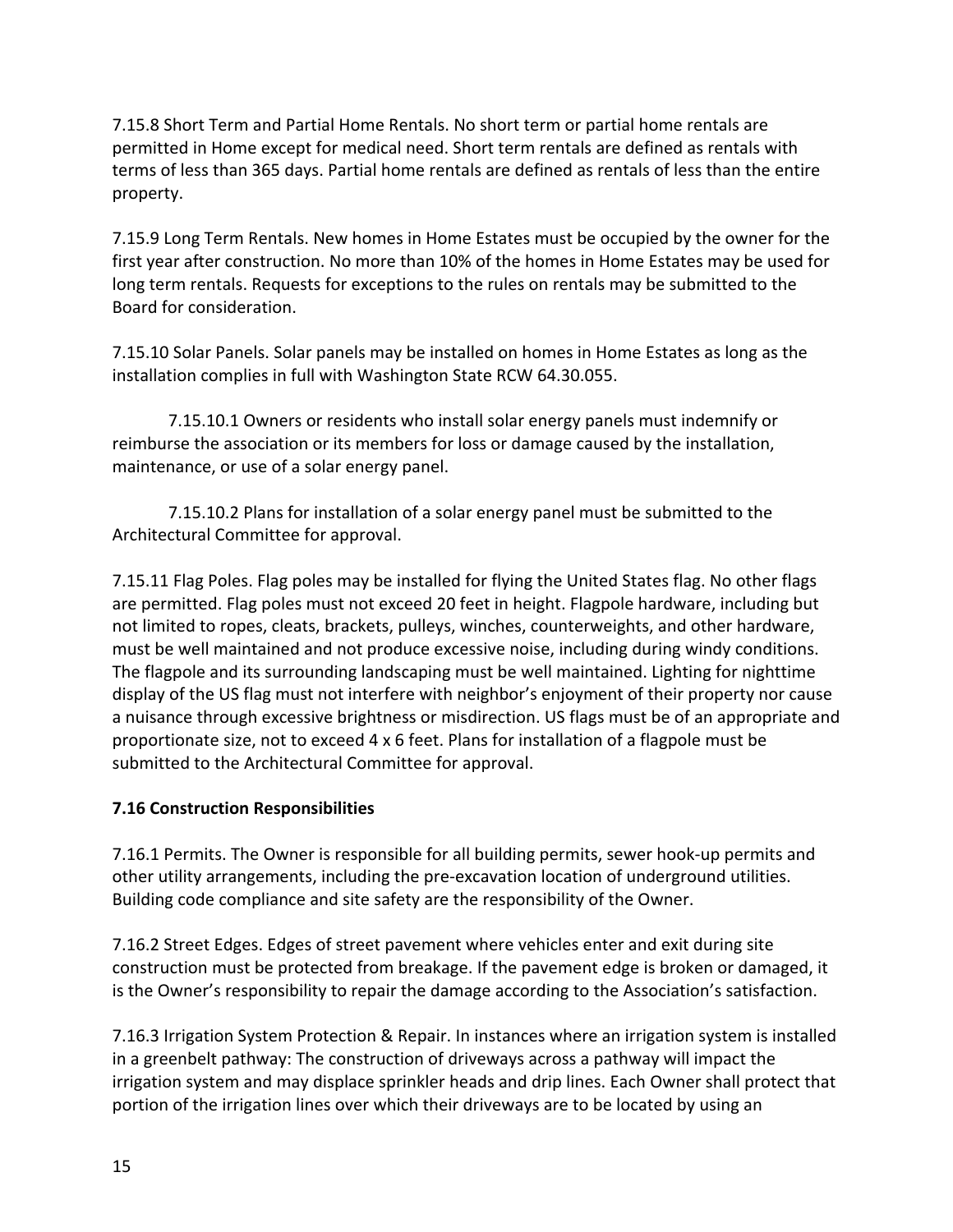7.15.8 Short Term and Partial Home Rentals. No short term or partial home rentals are permitted in Home except for medical need. Short term rentals are defined as rentals with terms of less than 365 days. Partial home rentals are defined as rentals of less than the entire property.

7.15.9 Long Term Rentals. New homes in Home Estates must be occupied by the owner for the first year after construction. No more than 10% of the homes in Home Estates may be used for long term rentals. Requests for exceptions to the rules on rentals may be submitted to the Board for consideration.

7.15.10 Solar Panels. Solar panels may be installed on homes in Home Estates as long as the installation complies in full with Washington State RCW 64.30.055.

7.15.10.1 Owners or residents who install solar energy panels must indemnify or reimburse the association or its members for loss or damage caused by the installation, maintenance, or use of a solar energy panel.

7.15.10.2 Plans for installation of a solar energy panel must be submitted to the Architectural Committee for approval.

7.15.11 Flag Poles. Flag poles may be installed for flying the United States flag. No other flags are permitted. Flag poles must not exceed 20 feet in height. Flagpole hardware, including but not limited to ropes, cleats, brackets, pulleys, winches, counterweights, and other hardware, must be well maintained and not produce excessive noise, including during windy conditions. The flagpole and its surrounding landscaping must be well maintained. Lighting for nighttime display of the US flag must not interfere with neighbor's enjoyment of their property nor cause a nuisance through excessive brightness or misdirection. US flags must be of an appropriate and proportionate size, not to exceed 4 x 6 feet. Plans for installation of a flagpole must be submitted to the Architectural Committee for approval.

**7.16 Construction Responsibilities**

7.16.1 Permits. The Owner is responsible for all building permits, sewer hook-up permits and other utility arrangements, including the pre-excavation location of underground utilities. Building code compliance and site safety are the responsibility of the Owner.

7.16.2 Street Edges. Edges of street pavement where vehicles enter and exit during site construction must be protected from breakage. If the pavement edge is broken or damaged, it is the Owner's responsibility to repair the damage according to the Association's satisfaction.

7.16.3 Irrigation System Protection & Repair. In instances where an irrigation system is installed in a greenbelt pathway: The construction of driveways across a pathway will impact the irrigation system and may displace sprinkler heads and drip lines. Each Owner shall protect that portion of the irrigation lines over which their driveways are to be located by using an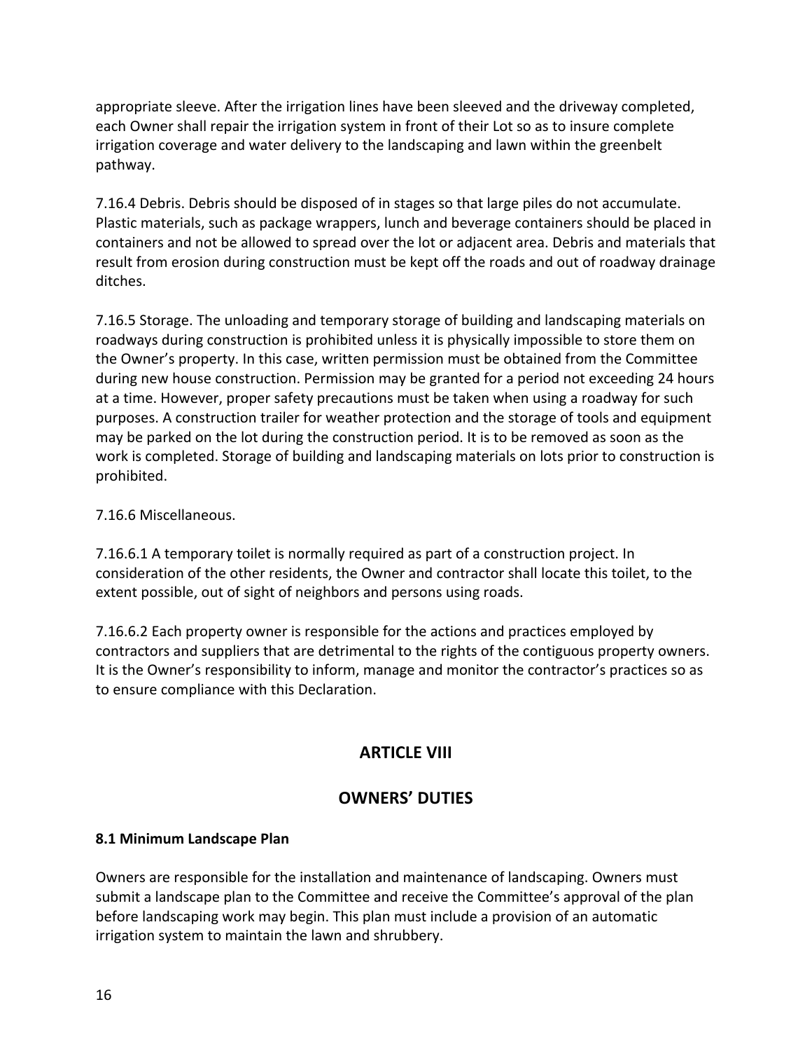appropriate sleeve. After the irrigation lines have been sleeved and the driveway completed, each Owner shall repair the irrigation system in front of their Lot so as to insure complete irrigation coverage and water delivery to the landscaping and lawn within the greenbelt pathway.

7.16.4 Debris. Debris should be disposed of in stages so that large piles do not accumulate. Plastic materials, such as package wrappers, lunch and beverage containers should be placed in containers and not be allowed to spread over the lot or adjacent area. Debris and materials that result from erosion during construction must be kept off the roads and out of roadway drainage ditches.

7.16.5 Storage. The unloading and temporary storage of building and landscaping materials on roadways during construction is prohibited unless it is physically impossible to store them on the Owner's property. In this case, written permission must be obtained from the Committee during new house construction. Permission may be granted for a period not exceeding 24 hours at a time. However, proper safety precautions must be taken when using a roadway for such purposes. A construction trailer for weather protection and the storage of tools and equipment may be parked on the lot during the construction period. It is to be removed as soon as the work is completed. Storage of building and landscaping materials on lots prior to construction is prohibited.

7.16.6 Miscellaneous.

7.16.6.1 A temporary toilet is normally required as part of a construction project. In consideration of the other residents, the Owner and contractor shall locate this toilet, to the extent possible, out of sight of neighbors and persons using roads.

7.16.6.2 Each property owner is responsible for the actions and practices employed by contractors and suppliers that are detrimental to the rights of the contiguous property owners. It is the Owner's responsibility to inform, manage and monitor the contractor's practices so as to ensure compliance with this Declaration.

## ARTICLE VIII

## OWNERS' DUTIES

**8.1 Minimum Landscape Plan**

Owners are responsible for the installation and maintenance of landscaping. Owners must submit a landscape plan to the Committee and receive the Committee's approval of the plan before landscaping work may begin. This plan must include a provision of an automatic irrigation system to maintain the lawn and shrubbery.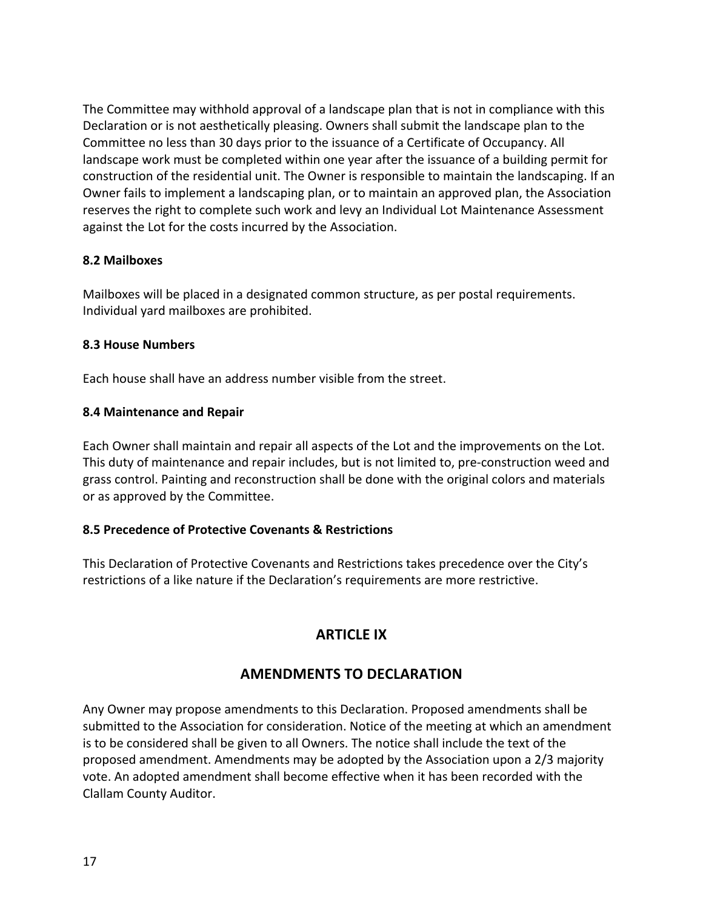The Committee may withhold approval of a landscape plan that is not in compliance with this Declaration or is not aesthetically pleasing. Owners shall submit the landscape plan to the Committee no less than 30 days prior to the issuance of a Certificate of Occupancy. All landscape work must be completed within one year after the issuance of a building permit for construction of the residential unit. The Owner is responsible to maintain the landscaping. If an Owner fails to implement a landscaping plan, or to maintain an approved plan, the Association reserves the right to complete such work and levy an Individual Lot Maintenance Assessment against the Lot for the costs incurred by the Association.

### 8.2 Mailboxes

Mailboxes will be placed in a designated common structure, as per postal requirements. Individual yard mailboxes are prohibited.

### 8.3 House Numbers

Each house shall have an address number visible from the street.

### 8.4 Maintenance and Repair

Each Owner shall maintain and repair all aspects of the Lot and the improvements on the Lot. This duty of maintenance and repair includes, but is not limited to, pre-construction weed and grass control. Painting and reconstruction shall be done with the original colors and materials or as approved by the Committee.

### 8.5 Precedence of Protective Covenants & Restrictions

This Declaration of Protective Covenants and Restrictions takes precedence over the City's restrictions of a like nature if the Declaration's requirements are more restrictive.

## ARTICLE IX

## AMENDMENTS TO DECLARATION

Any Owner may propose amendments to this Declaration. Proposed amendments shall be submitted to the Association for consideration. Notice of the meeting at which an amendment is to be considered shall be given to all Owners. The notice shall include the text of the proposed amendment. Amendments may be adopted by the Association upon a 2/3 majority vote. An adopted amendment shall become effective when it has been recorded with the Clallam County Auditor.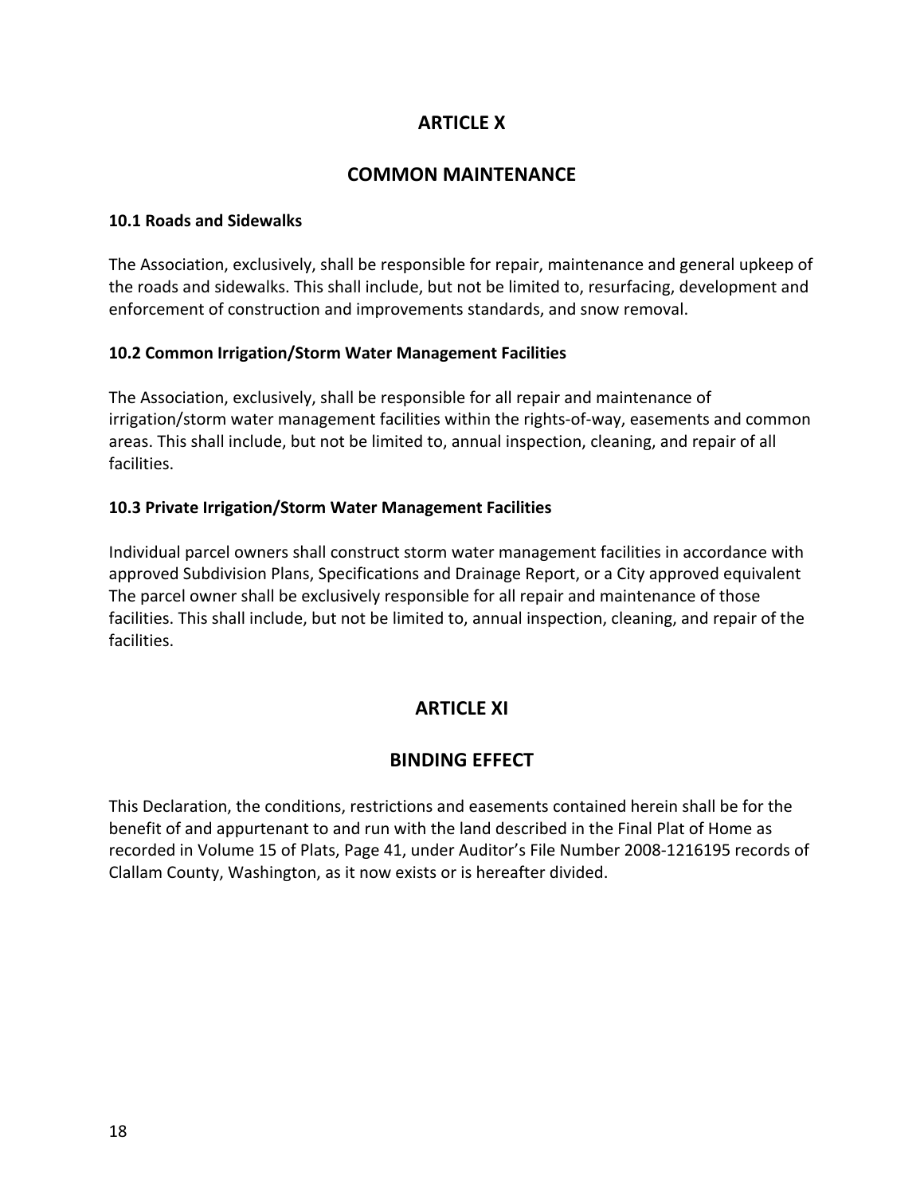# ARTICLE X

# COMMON MAINTENANCE

**10.1 Roads and Sidewalks**

The Association, exclusively, shall be responsible for repair, maintenance and general upkeep of the roads and sidewalks. This shall include, but not be limited to, resurfacing, development and enforcement of construction and improvements standards, and snow removal.

**10.2 Common Irrigation/Storm Water Management Facilities**

The Association, exclusively, shall be responsible for all repair and maintenance of irrigation/storm water management facilities within the rights-of-way, easements and common areas. This shall include, but not be limited to, annual inspection, cleaning, and repair of all facilities.

**10.3 Private Irrigation/Storm Water Management Facilities**

Individual parcel owners shall construct storm water management facilities in accordance with approved Subdivision Plans, Specifications and Drainage Report, or a City approved equivalent The parcel owner shall be exclusively responsible for all repair and maintenance of those facilities. This shall include, but not be limited to, annual inspection, cleaning, and repair of the facilities.

# ARTICLE XI

# BINDING EFFECT

This Declaration, the conditions, restrictions and easements contained herein shall be for the benefit of and appurtenant to and run with the land described in the Final Plat of Home as recorded in Volume 15 of Plats, Page 41, under Auditor's File Number 2008-1216195 records of Clallam County, Washington, as it now exists or is hereafter divided.